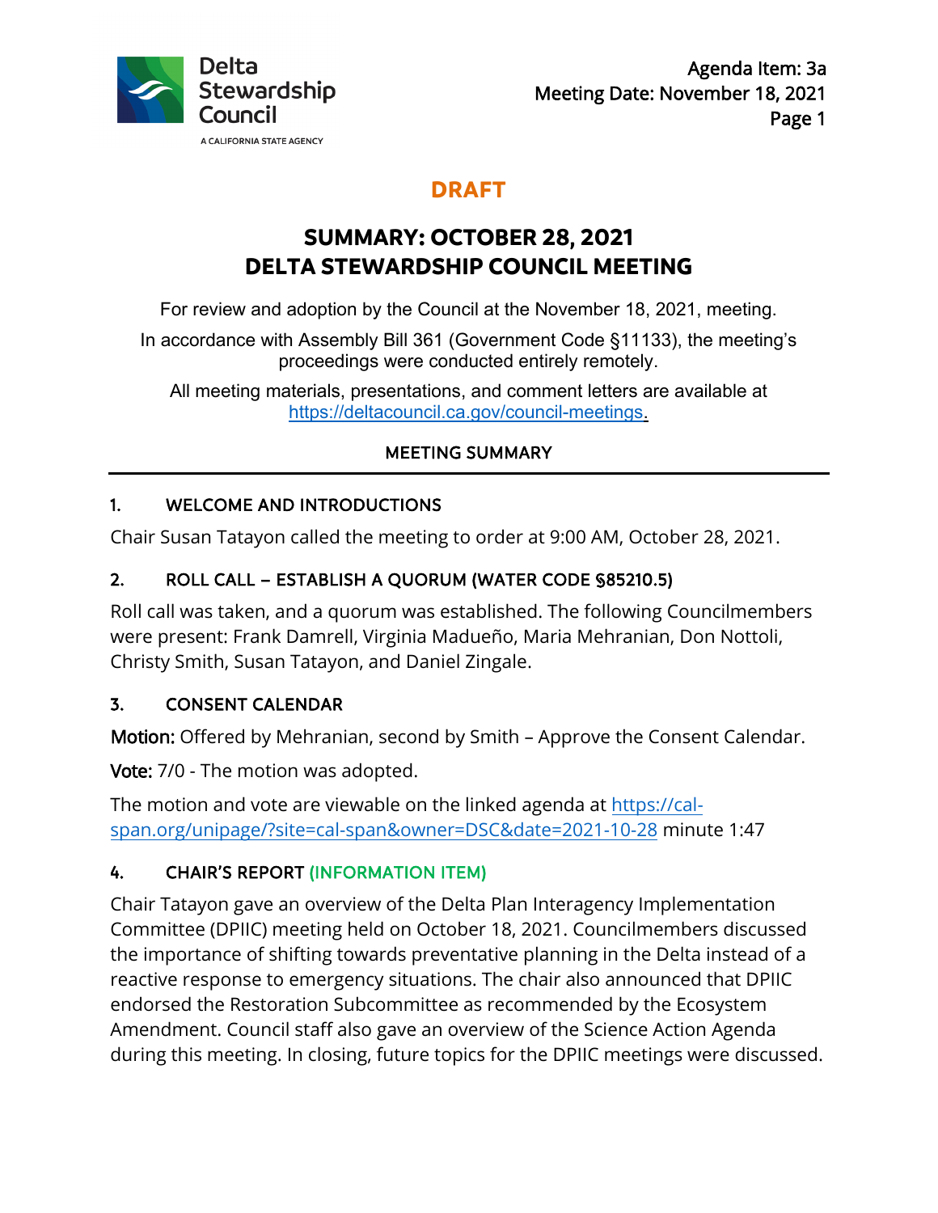Delta Stewardship Council

A CALIFORNIA STATE AGENCY

Agenda Item: 3a
Meeting Date: November 18, 2021

**DRAFT**

# SUMMARY: OCTOBER 28, 2021
# DELTA STEWARDSHIP COUNCIL MEETING

For review and adoption by the Council at the November 18, 2021, meeting.

In accordance with Assembly Bill 361 (Government Code §11133), the meeting's proceedings were conducted entirely remotely.

All meeting materials, presentations, and comment letters are available at [https://deltacouncil.ca.gov/council-meetings](https://deltacouncil.ca.gov/council-meetings).

## MEETING SUMMARY

---

### 1. WELCOME AND INTRODUCTIONS

Chair Susan Tatayon called the meeting to order at 9:00 AM, October 28, 2021.

### 2. ROLL CALL – ESTABLISH A QUORUM (WATER CODE §85210.5)

Roll call was taken, and a quorum was established. The following Councilmembers were present: Frank Damrell, Virginia Madueño, Maria Mehranian, Don Nottoli, Christy Smith, Susan Tatayon, and Daniel Zingale.

### 3. CONSENT CALENDAR

**Motion:** Offered by Mehranian, second by Smith – Approve the Consent Calendar.

**Vote:** 7/0 - The motion was adopted.

The motion and vote are viewable on the linked agenda at [https://cal-span.org/unipage/?site=cal-span&owner=DSC&date=2021-10-28](https://cal-span.org/unipage/?site=cal-span&owner=DSC&date=2021-10-28) minute 1:47

### 4. CHAIR'S REPORT (INFORMATION ITEM)

Chair Tatayon gave an overview of the Delta Plan Interagency Implementation Committee (DPIIC) meeting held on October 18, 2021. Councilmembers discussed the importance of shifting towards preventative planning in the Delta instead of a reactive response to emergency situations. The chair also announced that DPIIC endorsed the Restoration Subcommittee as recommended by the Ecosystem Amendment. Council staff also gave an overview of the Science Action Agenda during this meeting. In closing, future topics for the DPIIC meetings were discussed.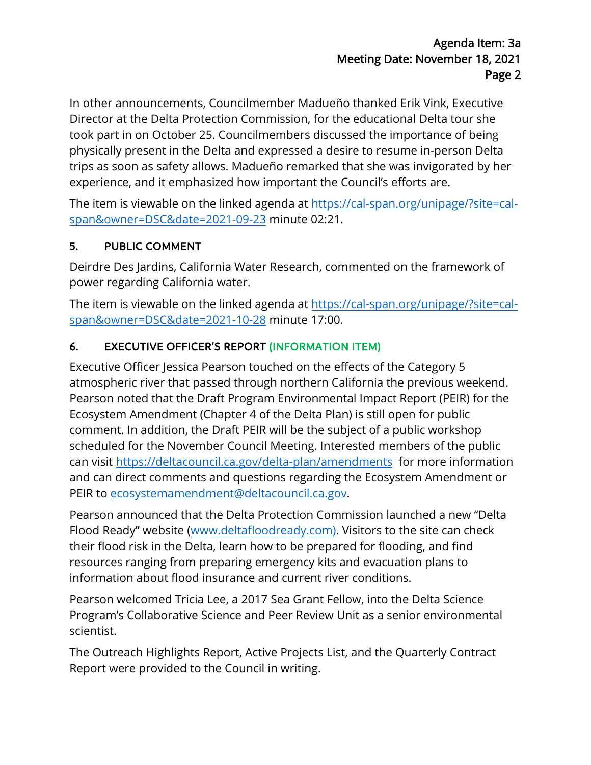In other announcements, Councilmember Madueño thanked Erik Vink, Executive Director at the Delta Protection Commission, for the educational Delta tour she took part in on October 25. Councilmembers discussed the importance of being physically present in the Delta and expressed a desire to resume in-person Delta trips as soon as safety allows. Madueño remarked that she was invigorated by her experience, and it emphasized how important the Council's efforts are.

The item is viewable on the linked agenda at [https://cal-span.org/unipage/?site=cal-span&owner=DSC&date=2021-09-23](https://cal-span.org/unipage/?site=cal-span&owner=DSC&date=2021-09-23) minute 02:21.

## 5. PUBLIC COMMENT

Deirdre Des Jardins, California Water Research, commented on the framework of power regarding California water.

The item is viewable on the linked agenda at [https://cal-span.org/unipage/?site=cal-span&owner=DSC&date=2021-10-28](https://cal-span.org/unipage/?site=cal-span&owner=DSC&date=2021-10-28) minute 17:00.

## 6. EXECUTIVE OFFICER'S REPORT (INFORMATION ITEM)

Executive Officer Jessica Pearson touched on the effects of the Category 5 atmospheric river that passed through northern California the previous weekend. Pearson noted that the Draft Program Environmental Impact Report (PEIR) for the Ecosystem Amendment (Chapter 4 of the Delta Plan) is still open for public comment. In addition, the Draft PEIR will be the subject of a public workshop scheduled for the November Council Meeting. Interested members of the public can visit [https://deltacouncil.ca.gov/delta-plan/amendments](https://deltacouncil.ca.gov/delta-plan/amendments) for more information and can direct comments and questions regarding the Ecosystem Amendment or PEIR to [ecosystemamendment@deltacouncil.ca.gov](mailto:ecosystemamendment@deltacouncil.ca.gov).

Pearson announced that the Delta Protection Commission launched a new "Delta Flood Ready" website ([www.deltafloodready.com)](http://www.deltafloodready.com). Visitors to the site can check their flood risk in the Delta, learn how to be prepared for flooding, and find resources ranging from preparing emergency kits and evacuation plans to information about flood insurance and current river conditions.

Pearson welcomed Tricia Lee, a 2017 Sea Grant Fellow, into the Delta Science Program's Collaborative Science and Peer Review Unit as a senior environmental scientist.

The Outreach Highlights Report, Active Projects List, and the Quarterly Contract Report were provided to the Council in writing.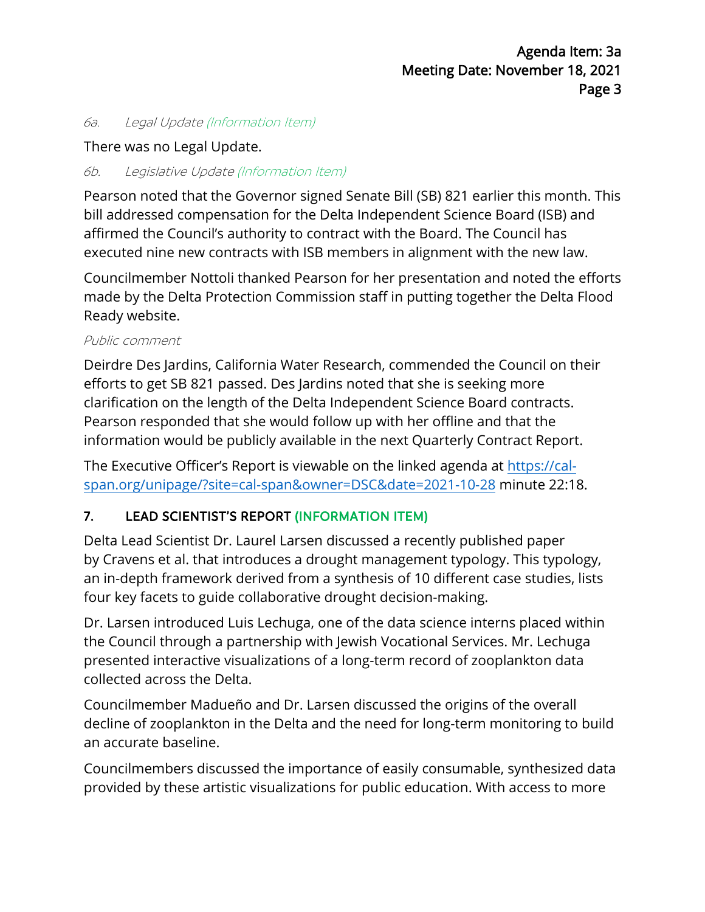*6a. Legal Update (Information Item)*

There was no Legal Update.

*6b. Legislative Update (Information Item)*

Pearson noted that the Governor signed Senate Bill (SB) 821 earlier this month. This bill addressed compensation for the Delta Independent Science Board (ISB) and affirmed the Council's authority to contract with the Board. The Council has executed nine new contracts with ISB members in alignment with the new law.

Councilmember Nottoli thanked Pearson for her presentation and noted the efforts made by the Delta Protection Commission staff in putting together the Delta Flood Ready website.

*Public comment*

Deirdre Des Jardins, California Water Research, commended the Council on their efforts to get SB 821 passed. Des Jardins noted that she is seeking more clarification on the length of the Delta Independent Science Board contracts. Pearson responded that she would follow up with her offline and that the information would be publicly available in the next Quarterly Contract Report.

The Executive Officer's Report is viewable on the linked agenda at [https://cal-span.org/unipage/?site=cal-span&owner=DSC&date=2021-10-28](https://cal-span.org/unipage/?site=cal-span&owner=DSC&date=2021-10-28) minute 22:18.

## 7. LEAD SCIENTIST'S REPORT (INFORMATION ITEM)

Delta Lead Scientist Dr. Laurel Larsen discussed a recently published paper by Cravens et al. that introduces a drought management typology. This typology, an in-depth framework derived from a synthesis of 10 different case studies, lists four key facets to guide collaborative drought decision-making.

Dr. Larsen introduced Luis Lechuga, one of the data science interns placed within the Council through a partnership with Jewish Vocational Services. Mr. Lechuga presented interactive visualizations of a long-term record of zooplankton data collected across the Delta.

Councilmember Madueño and Dr. Larsen discussed the origins of the overall decline of zooplankton in the Delta and the need for long-term monitoring to build an accurate baseline.

Councilmembers discussed the importance of easily consumable, synthesized data provided by these artistic visualizations for public education. With access to more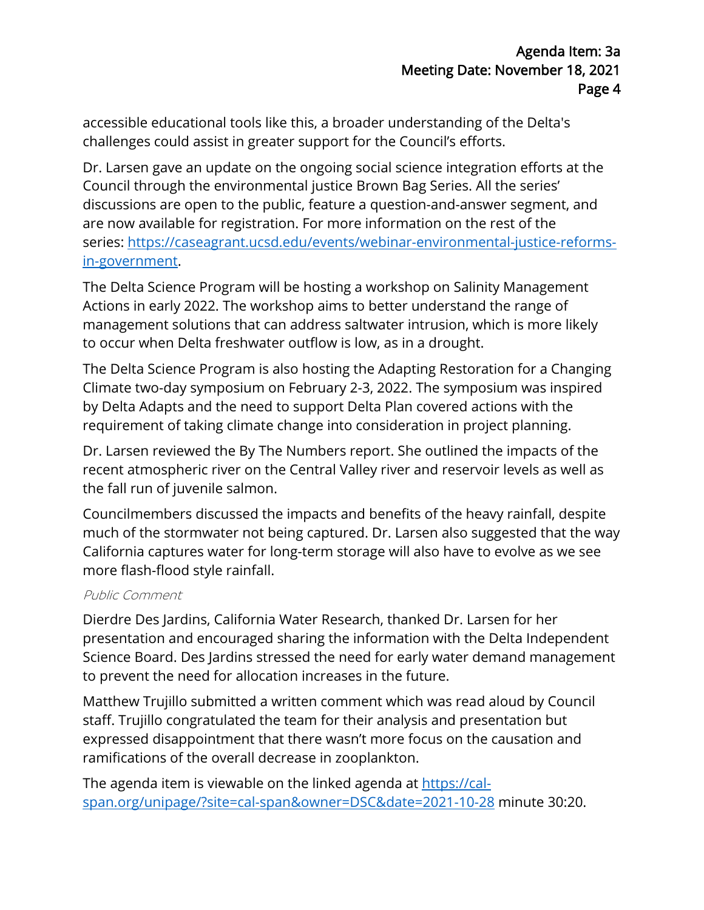accessible educational tools like this, a broader understanding of the Delta's challenges could assist in greater support for the Council's efforts.

Dr. Larsen gave an update on the ongoing social science integration efforts at the Council through the environmental justice Brown Bag Series. All the series' discussions are open to the public, feature a question-and-answer segment, and are now available for registration. For more information on the rest of the series: [https://caseagrant.ucsd.edu/events/webinar-environmental-justice-reforms-in-government](https://caseagrant.ucsd.edu/events/webinar-environmental-justice-reforms-in-government).

The Delta Science Program will be hosting a workshop on Salinity Management Actions in early 2022. The workshop aims to better understand the range of management solutions that can address saltwater intrusion, which is more likely to occur when Delta freshwater outflow is low, as in a drought.

The Delta Science Program is also hosting the Adapting Restoration for a Changing Climate two-day symposium on February 2-3, 2022. The symposium was inspired by Delta Adapts and the need to support Delta Plan covered actions with the requirement of taking climate change into consideration in project planning.

Dr. Larsen reviewed the By The Numbers report. She outlined the impacts of the recent atmospheric river on the Central Valley river and reservoir levels as well as the fall run of juvenile salmon.

Councilmembers discussed the impacts and benefits of the heavy rainfall, despite much of the stormwater not being captured. Dr. Larsen also suggested that the way California captures water for long-term storage will also have to evolve as we see more flash-flood style rainfall.

*Public Comment*

Dierdre Des Jardins, California Water Research, thanked Dr. Larsen for her presentation and encouraged sharing the information with the Delta Independent Science Board. Des Jardins stressed the need for early water demand management to prevent the need for allocation increases in the future.

Matthew Trujillo submitted a written comment which was read aloud by Council staff. Trujillo congratulated the team for their analysis and presentation but expressed disappointment that there wasn't more focus on the causation and ramifications of the overall decrease in zooplankton.

The agenda item is viewable on the linked agenda at [https://cal-span.org/unipage/?site=cal-span&owner=DSC&date=2021-10-28](https://cal-span.org/unipage/?site=cal-span&owner=DSC&date=2021-10-28) minute 30:20.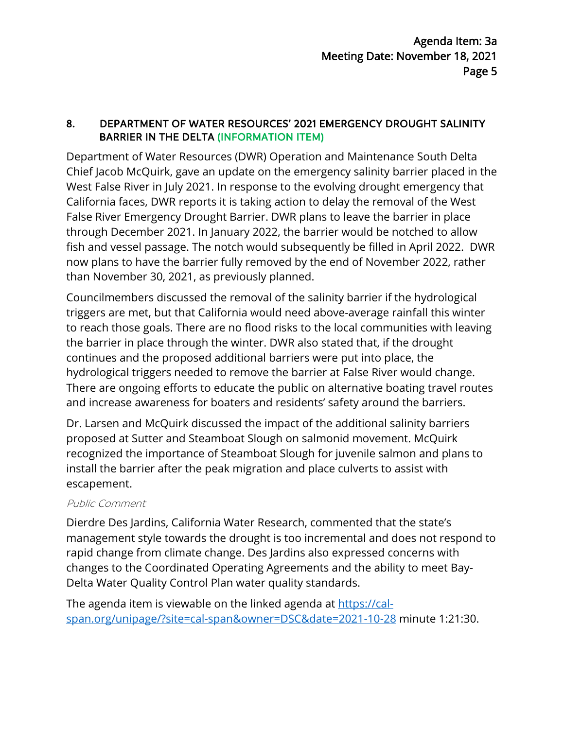## 8. DEPARTMENT OF WATER RESOURCES' 2021 EMERGENCY DROUGHT SALINITY BARRIER IN THE DELTA (INFORMATION ITEM)

Department of Water Resources (DWR) Operation and Maintenance South Delta Chief Jacob McQuirk, gave an update on the emergency salinity barrier placed in the West False River in July 2021. In response to the evolving drought emergency that California faces, DWR reports it is taking action to delay the removal of the West False River Emergency Drought Barrier. DWR plans to leave the barrier in place through December 2021. In January 2022, the barrier would be notched to allow fish and vessel passage. The notch would subsequently be filled in April 2022. DWR now plans to have the barrier fully removed by the end of November 2022, rather than November 30, 2021, as previously planned.

Councilmembers discussed the removal of the salinity barrier if the hydrological triggers are met, but that California would need above-average rainfall this winter to reach those goals. There are no flood risks to the local communities with leaving the barrier in place through the winter. DWR also stated that, if the drought continues and the proposed additional barriers were put into place, the hydrological triggers needed to remove the barrier at False River would change. There are ongoing efforts to educate the public on alternative boating travel routes and increase awareness for boaters and residents' safety around the barriers.

Dr. Larsen and McQuirk discussed the impact of the additional salinity barriers proposed at Sutter and Steamboat Slough on salmonid movement. McQuirk recognized the importance of Steamboat Slough for juvenile salmon and plans to install the barrier after the peak migration and place culverts to assist with escapement.

*Public Comment*

Dierdre Des Jardins, California Water Research, commented that the state's management style towards the drought is too incremental and does not respond to rapid change from climate change. Des Jardins also expressed concerns with changes to the Coordinated Operating Agreements and the ability to meet Bay-Delta Water Quality Control Plan water quality standards.

The agenda item is viewable on the linked agenda at [https://cal-span.org/unipage/?site=cal-span&owner=DSC&date=2021-10-28](https://cal-span.org/unipage/?site=cal-span&owner=DSC&date=2021-10-28) minute 1:21:30.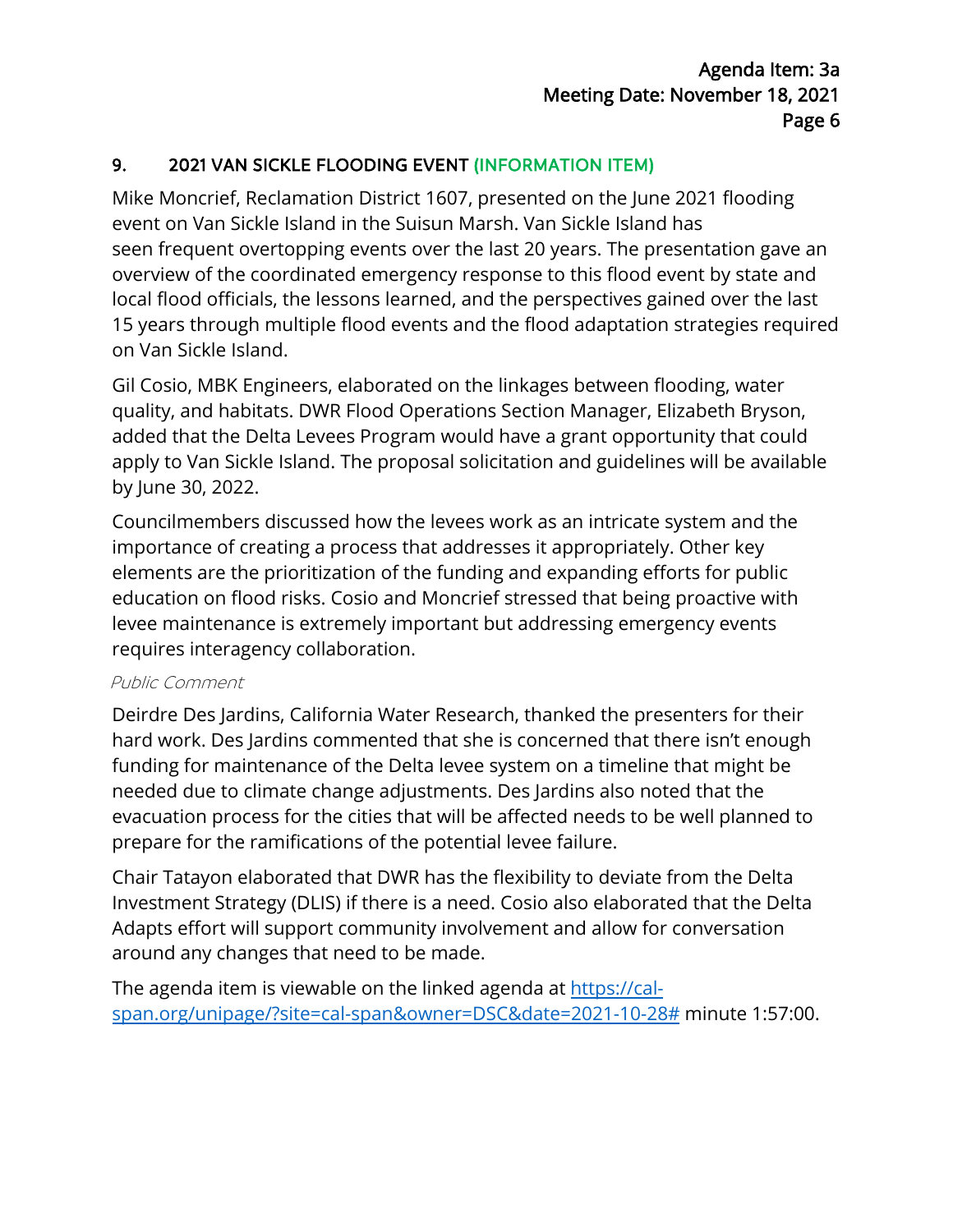## 9. 2021 VAN SICKLE FLOODING EVENT (INFORMATION ITEM)

Mike Moncrief, Reclamation District 1607, presented on the June 2021 flooding event on Van Sickle Island in the Suisun Marsh. Van Sickle Island has seen frequent overtopping events over the last 20 years. The presentation gave an overview of the coordinated emergency response to this flood event by state and local flood officials, the lessons learned, and the perspectives gained over the last 15 years through multiple flood events and the flood adaptation strategies required on Van Sickle Island.

Gil Cosio, MBK Engineers, elaborated on the linkages between flooding, water quality, and habitats. DWR Flood Operations Section Manager, Elizabeth Bryson, added that the Delta Levees Program would have a grant opportunity that could apply to Van Sickle Island. The proposal solicitation and guidelines will be available by June 30, 2022.

Councilmembers discussed how the levees work as an intricate system and the importance of creating a process that addresses it appropriately. Other key elements are the prioritization of the funding and expanding efforts for public education on flood risks. Cosio and Moncrief stressed that being proactive with levee maintenance is extremely important but addressing emergency events requires interagency collaboration.

*Public Comment*

Deirdre Des Jardins, California Water Research, thanked the presenters for their hard work. Des Jardins commented that she is concerned that there isn't enough funding for maintenance of the Delta levee system on a timeline that might be needed due to climate change adjustments. Des Jardins also noted that the evacuation process for the cities that will be affected needs to be well planned to prepare for the ramifications of the potential levee failure.

Chair Tatayon elaborated that DWR has the flexibility to deviate from the Delta Investment Strategy (DLIS) if there is a need. Cosio also elaborated that the Delta Adapts effort will support community involvement and allow for conversation around any changes that need to be made.

The agenda item is viewable on the linked agenda at [https://cal-span.org/unipage/?site=cal-span&owner=DSC&date=2021-10-28#](https://cal-span.org/unipage/?site=cal-span&owner=DSC&date=2021-10-28#) minute 1:57:00.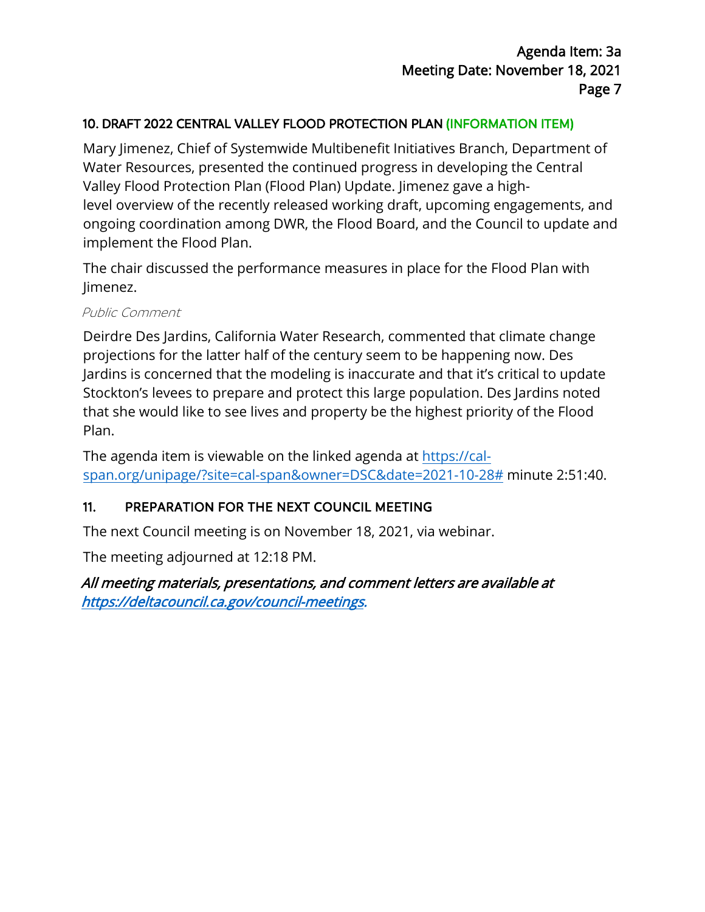### 10. DRAFT 2022 CENTRAL VALLEY FLOOD PROTECTION PLAN (INFORMATION ITEM)

Mary Jimenez, Chief of Systemwide Multibenefit Initiatives Branch, Department of Water Resources, presented the continued progress in developing the Central Valley Flood Protection Plan (Flood Plan) Update. Jimenez gave a high-level overview of the recently released working draft, upcoming engagements, and ongoing coordination among DWR, the Flood Board, and the Council to update and implement the Flood Plan.

The chair discussed the performance measures in place for the Flood Plan with Jimenez.

*Public Comment*

Deirdre Des Jardins, California Water Research, commented that climate change projections for the latter half of the century seem to be happening now. Des Jardins is concerned that the modeling is inaccurate and that it's critical to update Stockton's levees to prepare and protect this large population. Des Jardins noted that she would like to see lives and property be the highest priority of the Flood Plan.

The agenda item is viewable on the linked agenda at [https://cal-span.org/unipage/?site=cal-span&owner=DSC&date=2021-10-28#](https://cal-span.org/unipage/?site=cal-span&owner=DSC&date=2021-10-28#) minute 2:51:40.

### 11. PREPARATION FOR THE NEXT COUNCIL MEETING

The next Council meeting is on November 18, 2021, via webinar.

The meeting adjourned at 12:18 PM.

***All meeting materials, presentations, and comment letters are available at [https://deltacouncil.ca.gov/council-meetings](https://deltacouncil.ca.gov/council-meetings).***